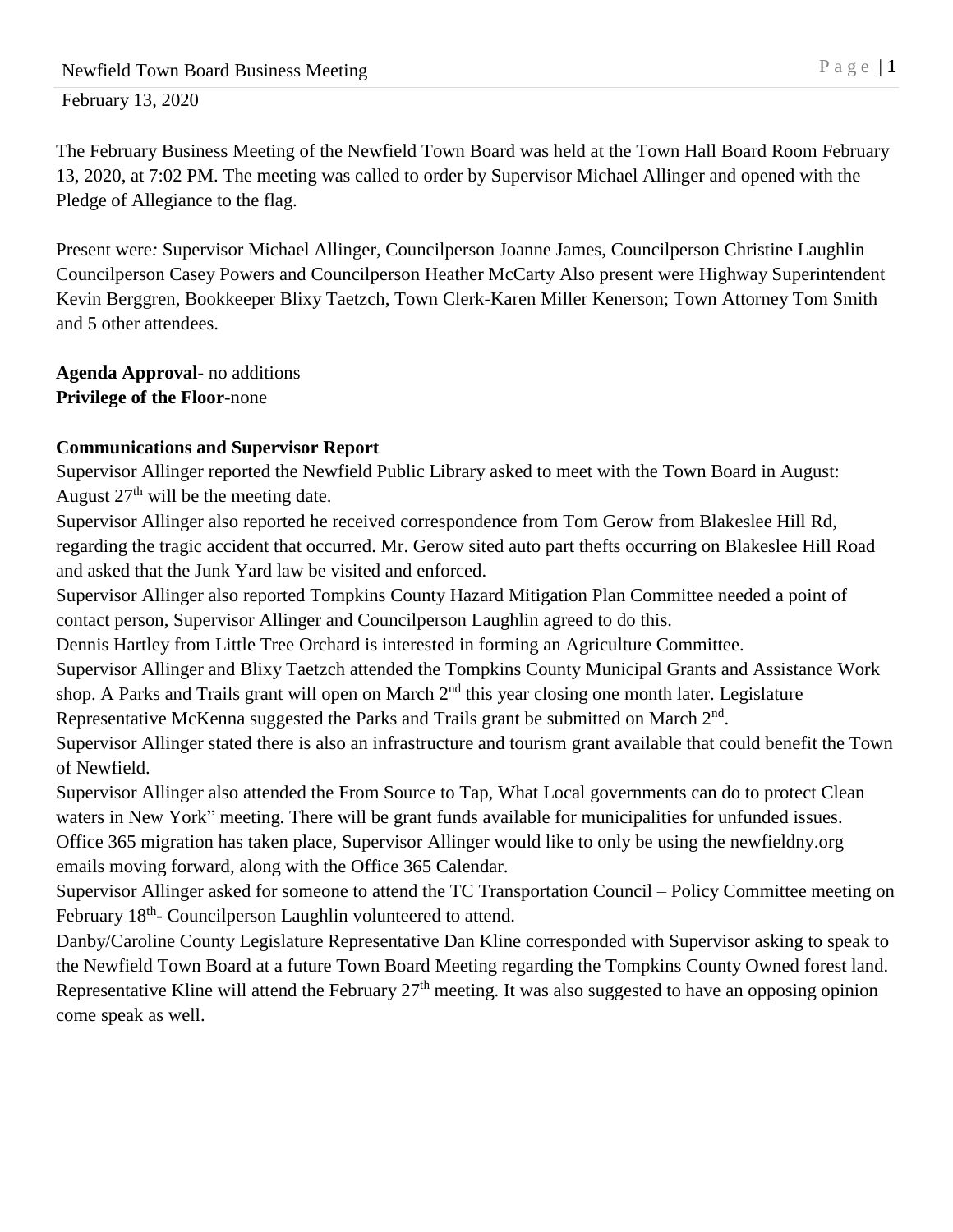February 13, 2020

The February Business Meeting of the Newfield Town Board was held at the Town Hall Board Room February 13, 2020, at 7:02 PM. The meeting was called to order by Supervisor Michael Allinger and opened with the Pledge of Allegiance to the flag.

Present were*:* Supervisor Michael Allinger, Councilperson Joanne James, Councilperson Christine Laughlin Councilperson Casey Powers and Councilperson Heather McCarty Also present were Highway Superintendent Kevin Berggren, Bookkeeper Blixy Taetzch, Town Clerk-Karen Miller Kenerson; Town Attorney Tom Smith and 5 other attendees.

**Agenda Approval**- no additions
**Privilege of the Floor**-none

**Communications and Supervisor Report**

Supervisor Allinger reported the Newfield Public Library asked to meet with the Town Board in August: August 27th will be the meeting date.

Supervisor Allinger also reported he received correspondence from Tom Gerow from Blakeslee Hill Rd, regarding the tragic accident that occurred. Mr. Gerow sited auto part thefts occurring on Blakeslee Hill Road and asked that the Junk Yard law be visited and enforced.

Supervisor Allinger also reported Tompkins County Hazard Mitigation Plan Committee needed a point of contact person, Supervisor Allinger and Councilperson Laughlin agreed to do this.

Dennis Hartley from Little Tree Orchard is interested in forming an Agriculture Committee.

Supervisor Allinger and Blixy Taetzch attended the Tompkins County Municipal Grants and Assistance Work shop. A Parks and Trails grant will open on March 2nd this year closing one month later. Legislature Representative McKenna suggested the Parks and Trails grant be submitted on March 2nd.

Supervisor Allinger stated there is also an infrastructure and tourism grant available that could benefit the Town of Newfield.

Supervisor Allinger also attended the From Source to Tap, What Local governments can do to protect Clean waters in New York" meeting. There will be grant funds available for municipalities for unfunded issues.

Office 365 migration has taken place, Supervisor Allinger would like to only be using the newfieldny.org emails moving forward, along with the Office 365 Calendar.

Supervisor Allinger asked for someone to attend the TC Transportation Council – Policy Committee meeting on February 18th- Councilperson Laughlin volunteered to attend.

Danby/Caroline County Legislature Representative Dan Kline corresponded with Supervisor asking to speak to the Newfield Town Board at a future Town Board Meeting regarding the Tompkins County Owned forest land. Representative Kline will attend the February 27th meeting. It was also suggested to have an opposing opinion come speak as well.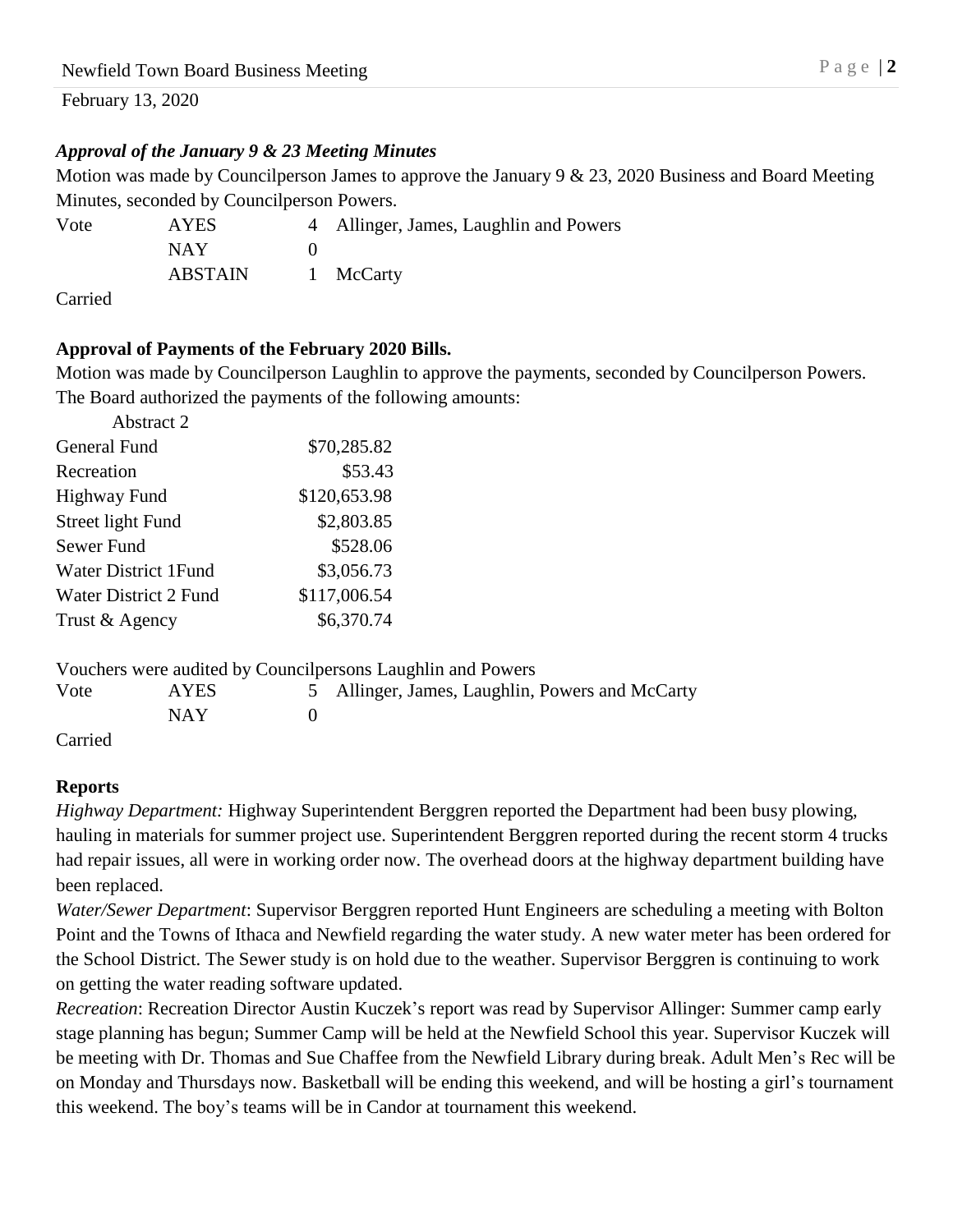February 13, 2020

***Approval of the January 9 & 23 Meeting Minutes***

Motion was made by Councilperson James to approve the January 9 & 23, 2020 Business and Board Meeting Minutes, seconded by Councilperson Powers.

| Vote | AYES | 4 | Allinger, James, Laughlin and Powers |
|---|---|---|---|
| | NAY | 0 | |
| | ABSTAIN | 1 | McCarty |

Carried

**Approval of Payments of the February 2020 Bills.**

Motion was made by Councilperson Laughlin to approve the payments, seconded by Councilperson Powers. The Board authorized the payments of the following amounts:

| Abstract 2 | |
|---|---|
| General Fund | $70,285.82 |
| Recreation | $53.43 |
| Highway Fund | $120,653.98 |
| Street light Fund | $2,803.85 |
| Sewer Fund | $528.06 |
| Water District 1Fund | $3,056.73 |
| Water District 2 Fund | $117,006.54 |
| Trust & Agency | $6,370.74 |

Vouchers were audited by Councilpersons Laughlin and Powers

| Vote | AYES | 5 | Allinger, James, Laughlin, Powers and McCarty |
|---|---|---|---|
| | NAY | 0 | |

Carried

**Reports**

*Highway Department:* Highway Superintendent Berggren reported the Department had been busy plowing, hauling in materials for summer project use. Superintendent Berggren reported during the recent storm 4 trucks had repair issues, all were in working order now. The overhead doors at the highway department building have been replaced.

*Water/Sewer Department*: Supervisor Berggren reported Hunt Engineers are scheduling a meeting with Bolton Point and the Towns of Ithaca and Newfield regarding the water study. A new water meter has been ordered for the School District. The Sewer study is on hold due to the weather. Supervisor Berggren is continuing to work on getting the water reading software updated.

*Recreation*: Recreation Director Austin Kuczek's report was read by Supervisor Allinger: Summer camp early stage planning has begun; Summer Camp will be held at the Newfield School this year. Supervisor Kuczek will be meeting with Dr. Thomas and Sue Chaffee from the Newfield Library during break. Adult Men's Rec will be on Monday and Thursdays now. Basketball will be ending this weekend, and will be hosting a girl's tournament this weekend. The boy's teams will be in Candor at tournament this weekend.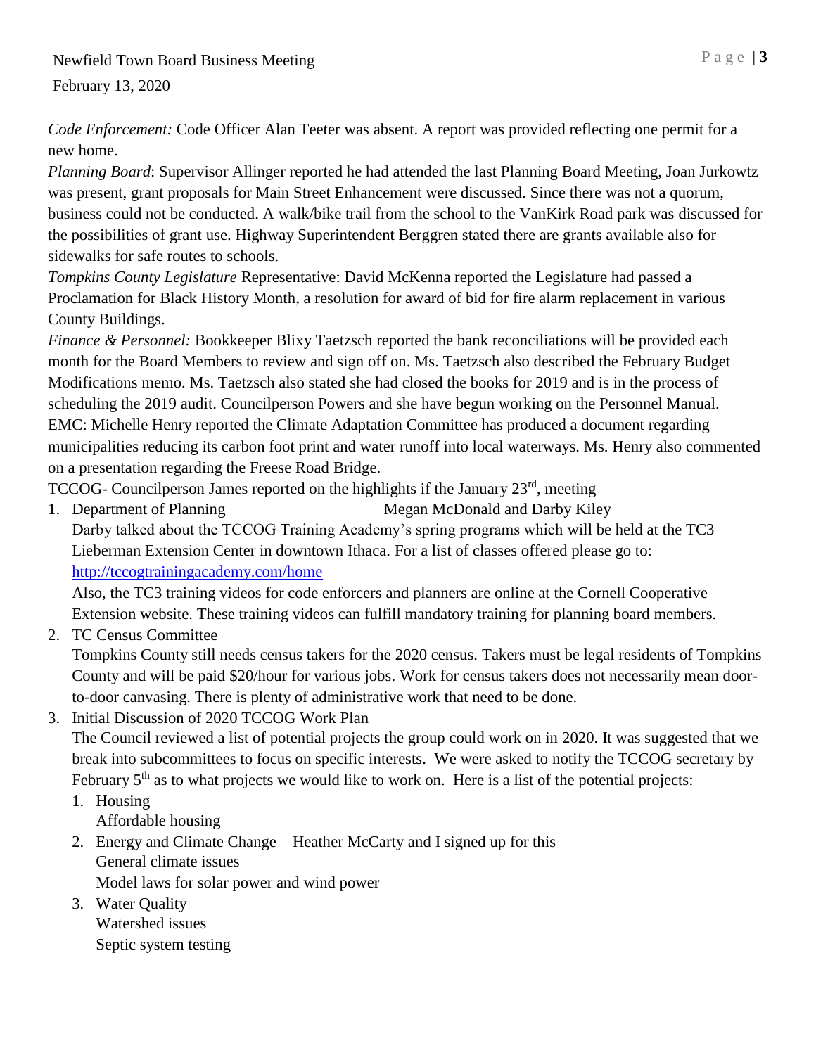*Code Enforcement:* Code Officer Alan Teeter was absent. A report was provided reflecting one permit for a new home.

*Planning Board*: Supervisor Allinger reported he had attended the last Planning Board Meeting, Joan Jurkowtz was present, grant proposals for Main Street Enhancement were discussed. Since there was not a quorum, business could not be conducted. A walk/bike trail from the school to the VanKirk Road park was discussed for the possibilities of grant use. Highway Superintendent Berggren stated there are grants available also for sidewalks for safe routes to schools.

*Tompkins County Legislature* Representative: David McKenna reported the Legislature had passed a Proclamation for Black History Month, a resolution for award of bid for fire alarm replacement in various County Buildings.

*Finance & Personnel:* Bookkeeper Blixy Taetzsch reported the bank reconciliations will be provided each month for the Board Members to review and sign off on. Ms. Taetzsch also described the February Budget Modifications memo. Ms. Taetzsch also stated she had closed the books for 2019 and is in the process of scheduling the 2019 audit. Councilperson Powers and she have begun working on the Personnel Manual.

EMC: Michelle Henry reported the Climate Adaptation Committee has produced a document regarding municipalities reducing its carbon foot print and water runoff into local waterways. Ms. Henry also commented on a presentation regarding the Freese Road Bridge.

TCCOG- Councilperson James reported on the highlights if the January 23rd, meeting

1. Department of Planning  Megan McDonald and Darby Kiley
   Darby talked about the TCCOG Training Academy's spring programs which will be held at the TC3 Lieberman Extension Center in downtown Ithaca. For a list of classes offered please go to: [http://tccogtrainingacademy.com/home](http://tccogtrainingacademy.com/home)
   Also, the TC3 training videos for code enforcers and planners are online at the Cornell Cooperative Extension website. These training videos can fulfill mandatory training for planning board members.
2. TC Census Committee
   Tompkins County still needs census takers for the 2020 census. Takers must be legal residents of Tompkins County and will be paid $20/hour for various jobs. Work for census takers does not necessarily mean door-to-door canvasing. There is plenty of administrative work that need to be done.
3. Initial Discussion of 2020 TCCOG Work Plan
   The Council reviewed a list of potential projects the group could work on in 2020. It was suggested that we break into subcommittees to focus on specific interests. We were asked to notify the TCCOG secretary by February 5th as to what projects we would like to work on. Here is a list of the potential projects:
   1. Housing
      Affordable housing
   2. Energy and Climate Change – Heather McCarty and I signed up for this
      General climate issues
      Model laws for solar power and wind power
   3. Water Quality
      Watershed issues
      Septic system testing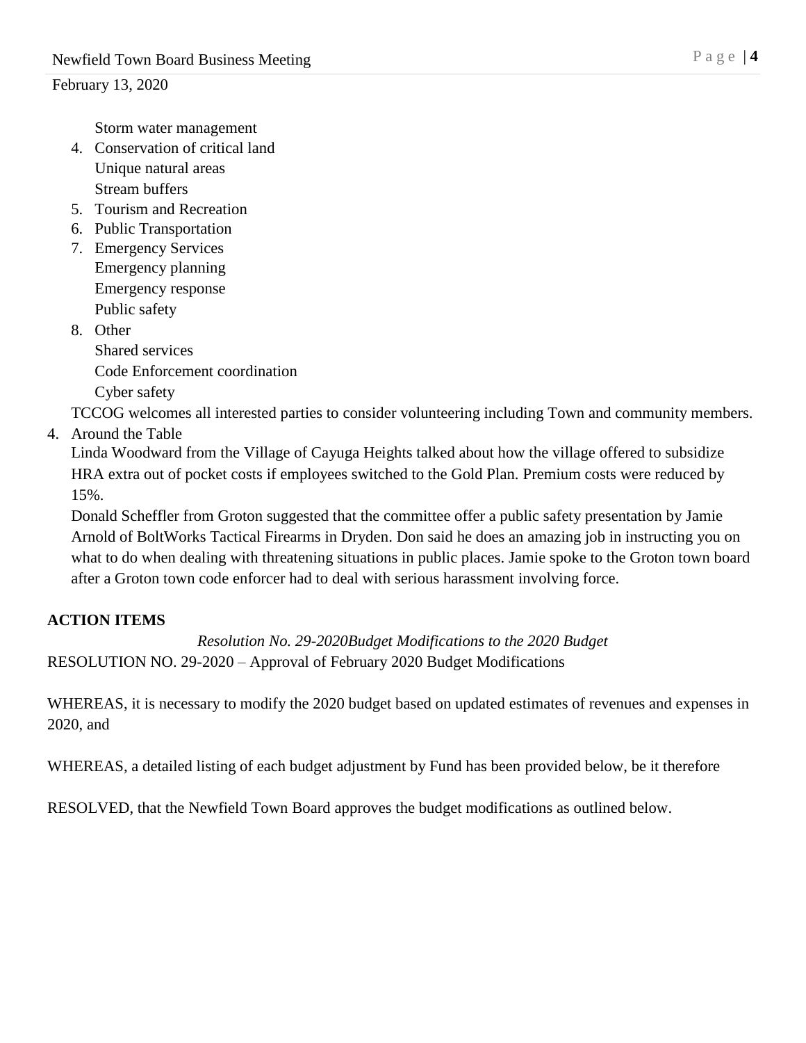Storm water management

4. Conservation of critical land
   Unique natural areas
   Stream buffers
5. Tourism and Recreation
6. Public Transportation
7. Emergency Services
   Emergency planning
   Emergency response
   Public safety
8. Other
   Shared services
   Code Enforcement coordination
   Cyber safety

TCCOG welcomes all interested parties to consider volunteering including Town and community members.

4. Around the Table

   Linda Woodward from the Village of Cayuga Heights talked about how the village offered to subsidize HRA extra out of pocket costs if employees switched to the Gold Plan. Premium costs were reduced by 15%.

   Donald Scheffler from Groton suggested that the committee offer a public safety presentation by Jamie Arnold of BoltWorks Tactical Firearms in Dryden. Don said he does an amazing job in instructing you on what to do when dealing with threatening situations in public places. Jamie spoke to the Groton town board after a Groton town code enforcer had to deal with serious harassment involving force.

**ACTION ITEMS**

*Resolution No. 29-2020Budget Modifications to the 2020 Budget*

RESOLUTION NO. 29-2020 – Approval of February 2020 Budget Modifications

WHEREAS, it is necessary to modify the 2020 budget based on updated estimates of revenues and expenses in 2020, and

WHEREAS, a detailed listing of each budget adjustment by Fund has been provided below, be it therefore

RESOLVED, that the Newfield Town Board approves the budget modifications as outlined below.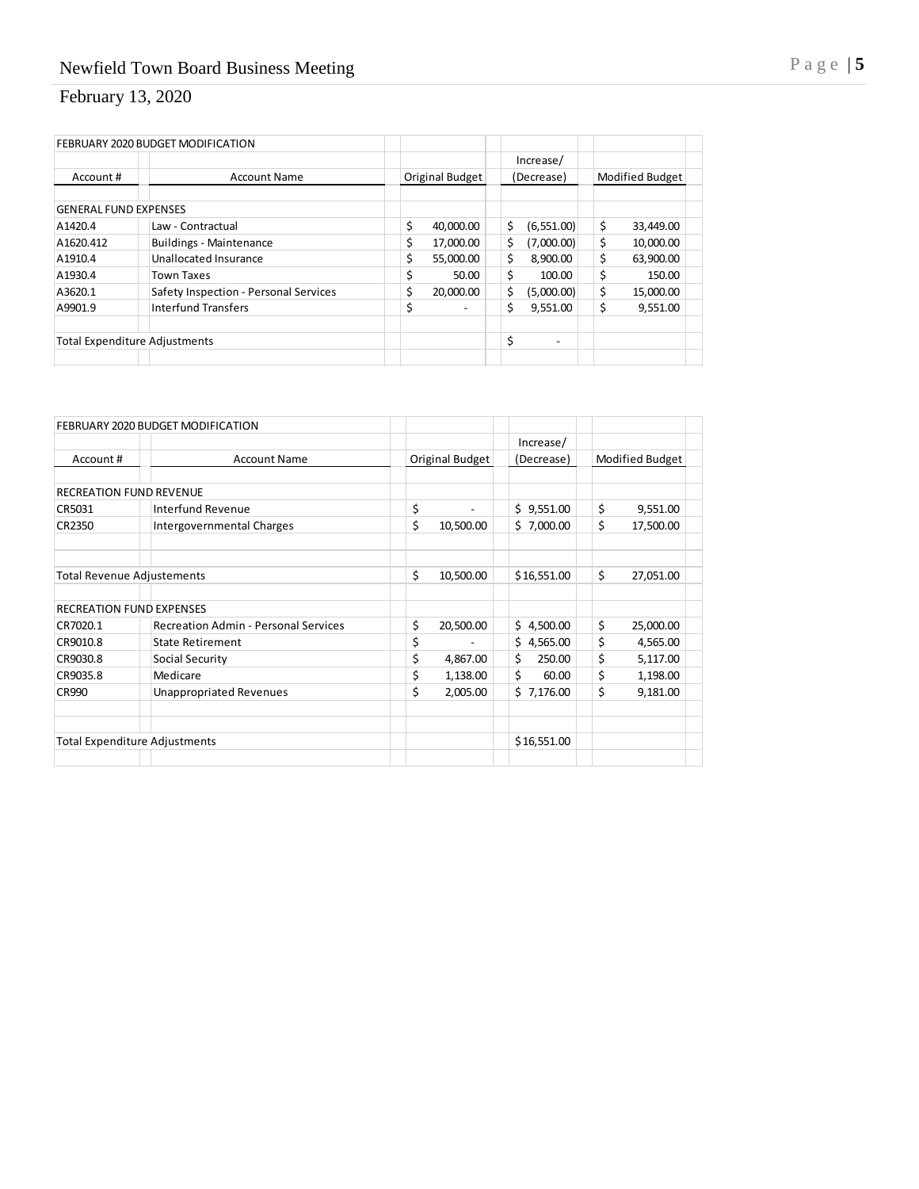| FEBRUARY 2020 BUDGET MODIFICATION | | | | |
|---|---|---|---|---|
| | | | Increase/ | |
| Account # | Account Name | Original Budget | (Decrease) | Modified Budget |
| GENERAL FUND EXPENSES | | | | |
| A1420.4 | Law - Contractual | $ 40,000.00 | $ (6,551.00) | $ 33,449.00 |
| A1620.412 | Buildings - Maintenance | $ 17,000.00 | $ (7,000.00) | $ 10,000.00 |
| A1910.4 | Unallocated Insurance | $ 55,000.00 | $ 8,900.00 | $ 63,900.00 |
| A1930.4 | Town Taxes | $ 50.00 | $ 100.00 | $ 150.00 |
| A3620.1 | Safety Inspection - Personal Services | $ 20,000.00 | $ (5,000.00) | $ 15,000.00 |
| A9901.9 | Interfund Transfers | $ - | $ 9,551.00 | $ 9,551.00 |
| Total Expenditure Adjustments | | | $ - | |

| FEBRUARY 2020 BUDGET MODIFICATION | | | | |
|---|---|---|---|---|
| | | | Increase/ | |
| Account # | Account Name | Original Budget | (Decrease) | Modified Budget |
| RECREATION FUND REVENUE | | | | |
| CR5031 | Interfund Revenue | $ - | $ 9,551.00 | $ 9,551.00 |
| CR2350 | Intergovernmental Charges | $ 10,500.00 | $ 7,000.00 | $ 17,500.00 |
| Total Revenue Adjustements | | $ 10,500.00 | $16,551.00 | $ 27,051.00 |
| RECREATION FUND EXPENSES | | | | |
| CR7020.1 | Recreation Admin - Personal Services | $ 20,500.00 | $ 4,500.00 | $ 25,000.00 |
| CR9010.8 | State Retirement | $ - | $ 4,565.00 | $ 4,565.00 |
| CR9030.8 | Social Security | $ 4,867.00 | $ 250.00 | $ 5,117.00 |
| CR9035.8 | Medicare | $ 1,138.00 | $ 60.00 | $ 1,198.00 |
| CR990 | Unappropriated Revenues | $ 2,005.00 | $ 7,176.00 | $ 9,181.00 |
| Total Expenditure Adjustments | | | $16,551.00 | |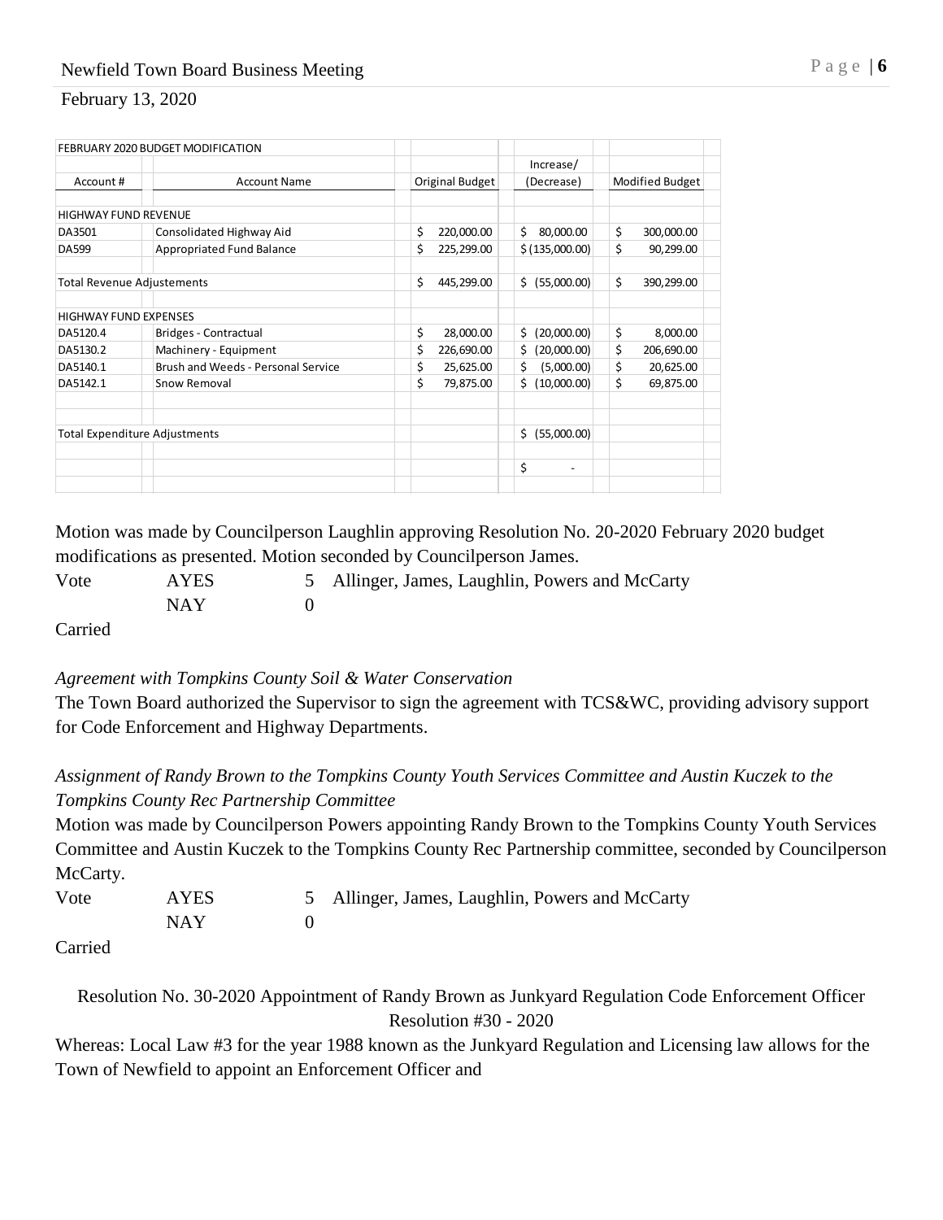| FEBRUARY 2020 BUDGET MODIFICATION | | | | |
|---|---|---|---|---|
| Account # | Account Name | Original Budget | Increase/ (Decrease) | Modified Budget |
| HIGHWAY FUND REVENUE | | | | |
| DA3501 | Consolidated Highway Aid | $ 220,000.00 | $ 80,000.00 | $ 300,000.00 |
| DA599 | Appropriated Fund Balance | $ 225,299.00 | $ (135,000.00) | $ 90,299.00 |
| Total Revenue Adjustements | | $ 445,299.00 | $ (55,000.00) | $ 390,299.00 |
| HIGHWAY FUND EXPENSES | | | | |
| DA5120.4 | Bridges - Contractual | $ 28,000.00 | $ (20,000.00) | $ 8,000.00 |
| DA5130.2 | Machinery - Equipment | $ 226,690.00 | $ (20,000.00) | $ 206,690.00 |
| DA5140.1 | Brush and Weeds - Personal Service | $ 25,625.00 | $ (5,000.00) | $ 20,625.00 |
| DA5142.1 | Snow Removal | $ 79,875.00 | $ (10,000.00) | $ 69,875.00 |
| Total Expenditure Adjustments | | | $ (55,000.00) | |
| | | | $ - | |

Motion was made by Councilperson Laughlin approving Resolution No. 20-2020 February 2020 budget modifications as presented. Motion seconded by Councilperson James.

Vote AYES 5 Allinger, James, Laughlin, Powers and McCarty
NAY 0

Carried

*Agreement with Tompkins County Soil & Water Conservation*

The Town Board authorized the Supervisor to sign the agreement with TCS&WC, providing advisory support for Code Enforcement and Highway Departments.

*Assignment of Randy Brown to the Tompkins County Youth Services Committee and Austin Kuczek to the Tompkins County Rec Partnership Committee*

Motion was made by Councilperson Powers appointing Randy Brown to the Tompkins County Youth Services Committee and Austin Kuczek to the Tompkins County Rec Partnership committee, seconded by Councilperson McCarty.

Vote AYES 5 Allinger, James, Laughlin, Powers and McCarty
NAY 0

Carried

Resolution No. 30-2020 Appointment of Randy Brown as Junkyard Regulation Code Enforcement Officer
Resolution #30 - 2020

Whereas: Local Law #3 for the year 1988 known as the Junkyard Regulation and Licensing law allows for the Town of Newfield to appoint an Enforcement Officer and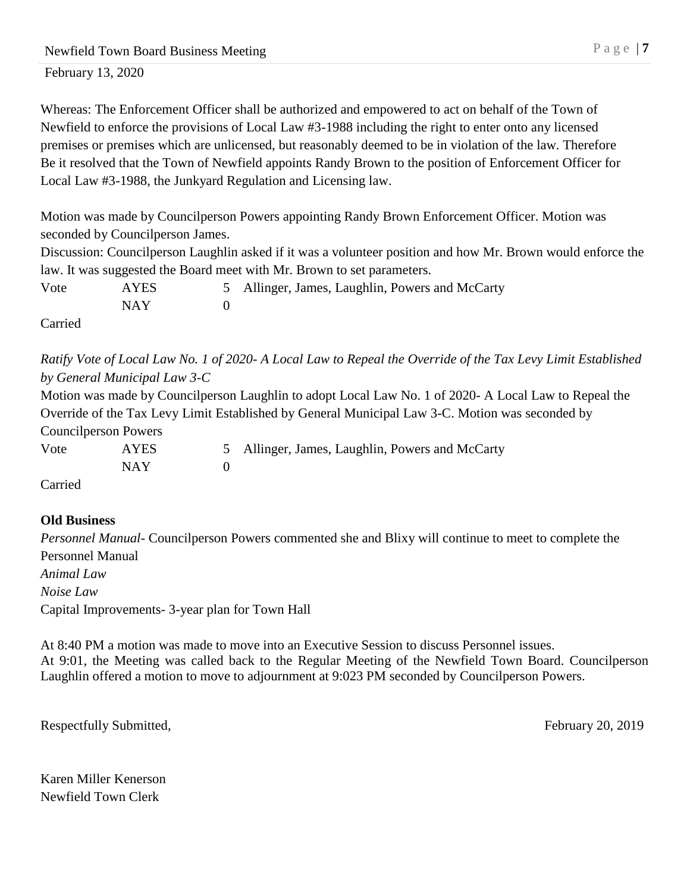Whereas: The Enforcement Officer shall be authorized and empowered to act on behalf of the Town of Newfield to enforce the provisions of Local Law #3-1988 including the right to enter onto any licensed premises or premises which are unlicensed, but reasonably deemed to be in violation of the law. Therefore Be it resolved that the Town of Newfield appoints Randy Brown to the position of Enforcement Officer for Local Law #3-1988, the Junkyard Regulation and Licensing law.

Motion was made by Councilperson Powers appointing Randy Brown Enforcement Officer. Motion was seconded by Councilperson James.
Discussion: Councilperson Laughlin asked if it was a volunteer position and how Mr. Brown would enforce the law. It was suggested the Board meet with Mr. Brown to set parameters.

| | | | |
|---|---|---|---|
| Vote | AYES | 5 | Allinger, James, Laughlin, Powers and McCarty |
| | NAY | 0 | |

Carried

*Ratify Vote of Local Law No. 1 of 2020- A Local Law to Repeal the Override of the Tax Levy Limit Established by General Municipal Law 3-C*
Motion was made by Councilperson Laughlin to adopt Local Law No. 1 of 2020- A Local Law to Repeal the Override of the Tax Levy Limit Established by General Municipal Law 3-C. Motion was seconded by Councilperson Powers

| | | | |
|---|---|---|---|
| Vote | AYES | 5 | Allinger, James, Laughlin, Powers and McCarty |
| | NAY | 0 | |

Carried

**Old Business**
*Personnel Manual*- Councilperson Powers commented she and Blixy will continue to meet to complete the Personnel Manual
*Animal Law*
*Noise Law*
Capital Improvements- 3-year plan for Town Hall

At 8:40 PM a motion was made to move into an Executive Session to discuss Personnel issues.
At 9:01, the Meeting was called back to the Regular Meeting of the Newfield Town Board. Councilperson Laughlin offered a motion to move to adjournment at 9:023 PM seconded by Councilperson Powers.

Respectfully Submitted, February 20, 2019

Karen Miller Kenerson
Newfield Town Clerk